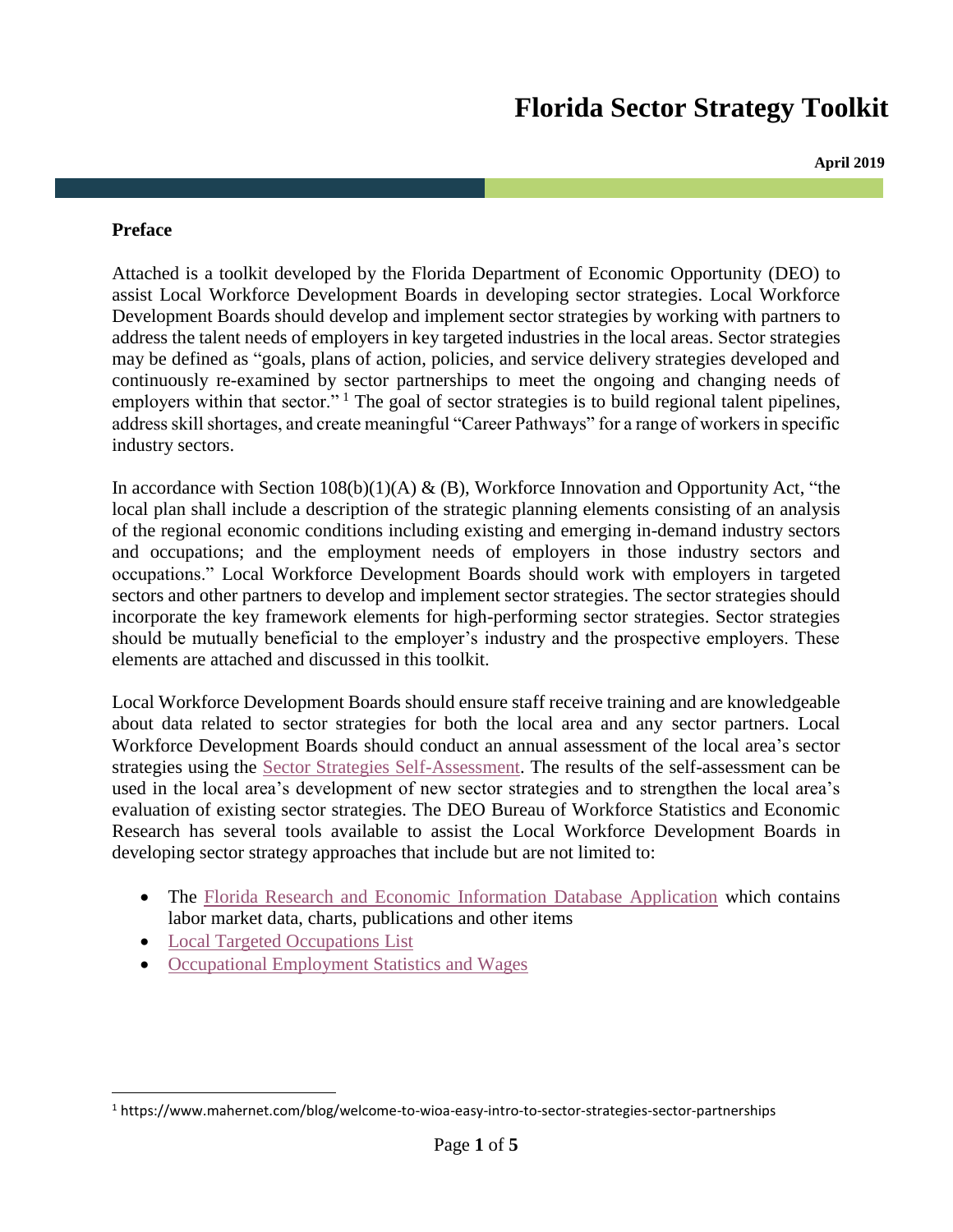# Florida Sector Strategy Toolkit

**April 2019**

## Preface

Attached is a toolkit developed by the Florida Department of Economic Opportunity (DEO) to assist Local Workforce Development Boards in developing sector strategies. Local Workforce Development Boards should develop and implement sector strategies by working with partners to address the talent needs of employers in key targeted industries in the local areas. Sector strategies may be defined as "goals, plans of action, policies, and service delivery strategies developed and continuously re-examined by sector partnerships to meet the ongoing and changing needs of employers within that sector." [1] The goal of sector strategies is to build regional talent pipelines, address skill shortages, and create meaningful "Career Pathways" for a range of workers in specific industry sectors.

In accordance with Section 108(b)(1)(A) & (B), Workforce Innovation and Opportunity Act, "the local plan shall include a description of the strategic planning elements consisting of an analysis of the regional economic conditions including existing and emerging in-demand industry sectors and occupations; and the employment needs of employers in those industry sectors and occupations." Local Workforce Development Boards should work with employers in targeted sectors and other partners to develop and implement sector strategies. The sector strategies should incorporate the key framework elements for high-performing sector strategies. Sector strategies should be mutually beneficial to the employer's industry and the prospective employers. These elements are attached and discussed in this toolkit.

Local Workforce Development Boards should ensure staff receive training and are knowledgeable about data related to sector strategies for both the local area and any sector partners. Local Workforce Development Boards should conduct an annual assessment of the local area's sector strategies using the Sector Strategies Self-Assessment. The results of the self-assessment can be used in the local area's development of new sector strategies and to strengthen the local area's evaluation of existing sector strategies. The DEO Bureau of Workforce Statistics and Economic Research has several tools available to assist the Local Workforce Development Boards in developing sector strategy approaches that include but are not limited to:

- The Florida Research and Economic Information Database Application which contains labor market data, charts, publications and other items
- Local Targeted Occupations List
- Occupational Employment Statistics and Wages

[1] https://www.mahernet.com/blog/welcome-to-wioa-easy-intro-to-sector-strategies-sector-partnerships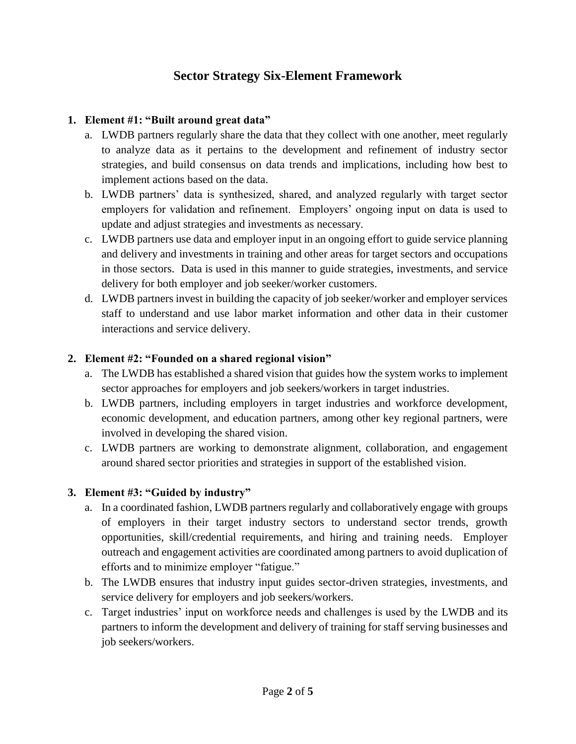# Sector Strategy Six-Element Framework

1. **Element #1: "Built around great data"**
   a. LWDB partners regularly share the data that they collect with one another, meet regularly to analyze data as it pertains to the development and refinement of industry sector strategies, and build consensus on data trends and implications, including how best to implement actions based on the data.
   b. LWDB partners' data is synthesized, shared, and analyzed regularly with target sector employers for validation and refinement. Employers' ongoing input on data is used to update and adjust strategies and investments as necessary.
   c. LWDB partners use data and employer input in an ongoing effort to guide service planning and delivery and investments in training and other areas for target sectors and occupations in those sectors. Data is used in this manner to guide strategies, investments, and service delivery for both employer and job seeker/worker customers.
   d. LWDB partners invest in building the capacity of job seeker/worker and employer services staff to understand and use labor market information and other data in their customer interactions and service delivery.

2. **Element #2: "Founded on a shared regional vision"**
   a. The LWDB has established a shared vision that guides how the system works to implement sector approaches for employers and job seekers/workers in target industries.
   b. LWDB partners, including employers in target industries and workforce development, economic development, and education partners, among other key regional partners, were involved in developing the shared vision.
   c. LWDB partners are working to demonstrate alignment, collaboration, and engagement around shared sector priorities and strategies in support of the established vision.

3. **Element #3: "Guided by industry"**
   a. In a coordinated fashion, LWDB partners regularly and collaboratively engage with groups of employers in their target industry sectors to understand sector trends, growth opportunities, skill/credential requirements, and hiring and training needs. Employer outreach and engagement activities are coordinated among partners to avoid duplication of efforts and to minimize employer "fatigue."
   b. The LWDB ensures that industry input guides sector-driven strategies, investments, and service delivery for employers and job seekers/workers.
   c. Target industries' input on workforce needs and challenges is used by the LWDB and its partners to inform the development and delivery of training for staff serving businesses and job seekers/workers.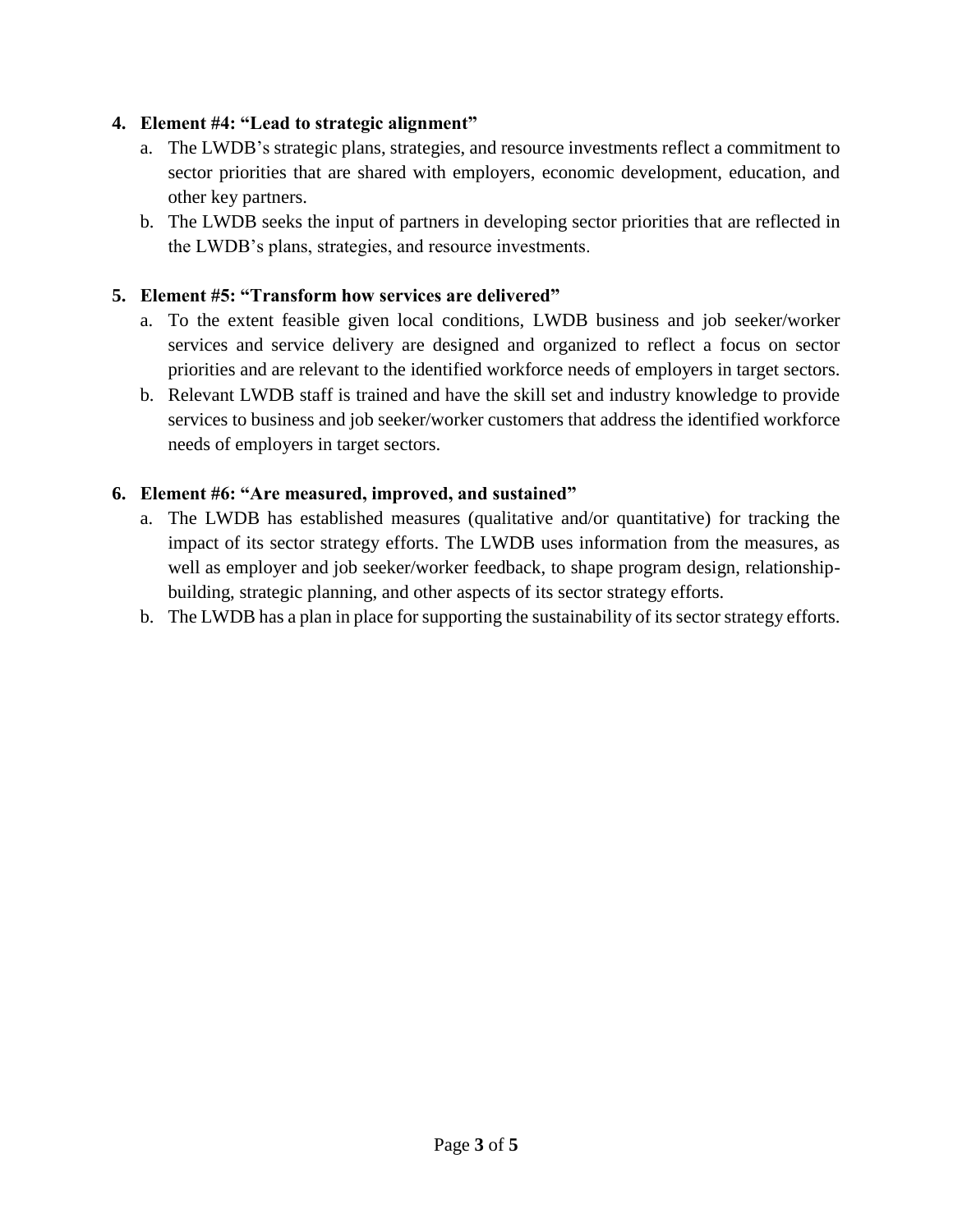4. **Element #4: "Lead to strategic alignment"**
    a. The LWDB's strategic plans, strategies, and resource investments reflect a commitment to sector priorities that are shared with employers, economic development, education, and other key partners.
    b. The LWDB seeks the input of partners in developing sector priorities that are reflected in the LWDB's plans, strategies, and resource investments.

5. **Element #5: "Transform how services are delivered"**
    a. To the extent feasible given local conditions, LWDB business and job seeker/worker services and service delivery are designed and organized to reflect a focus on sector priorities and are relevant to the identified workforce needs of employers in target sectors.
    b. Relevant LWDB staff is trained and have the skill set and industry knowledge to provide services to business and job seeker/worker customers that address the identified workforce needs of employers in target sectors.

6. **Element #6: "Are measured, improved, and sustained"**
    a. The LWDB has established measures (qualitative and/or quantitative) for tracking the impact of its sector strategy efforts. The LWDB uses information from the measures, as well as employer and job seeker/worker feedback, to shape program design, relationship-building, strategic planning, and other aspects of its sector strategy efforts.
    b. The LWDB has a plan in place for supporting the sustainability of its sector strategy efforts.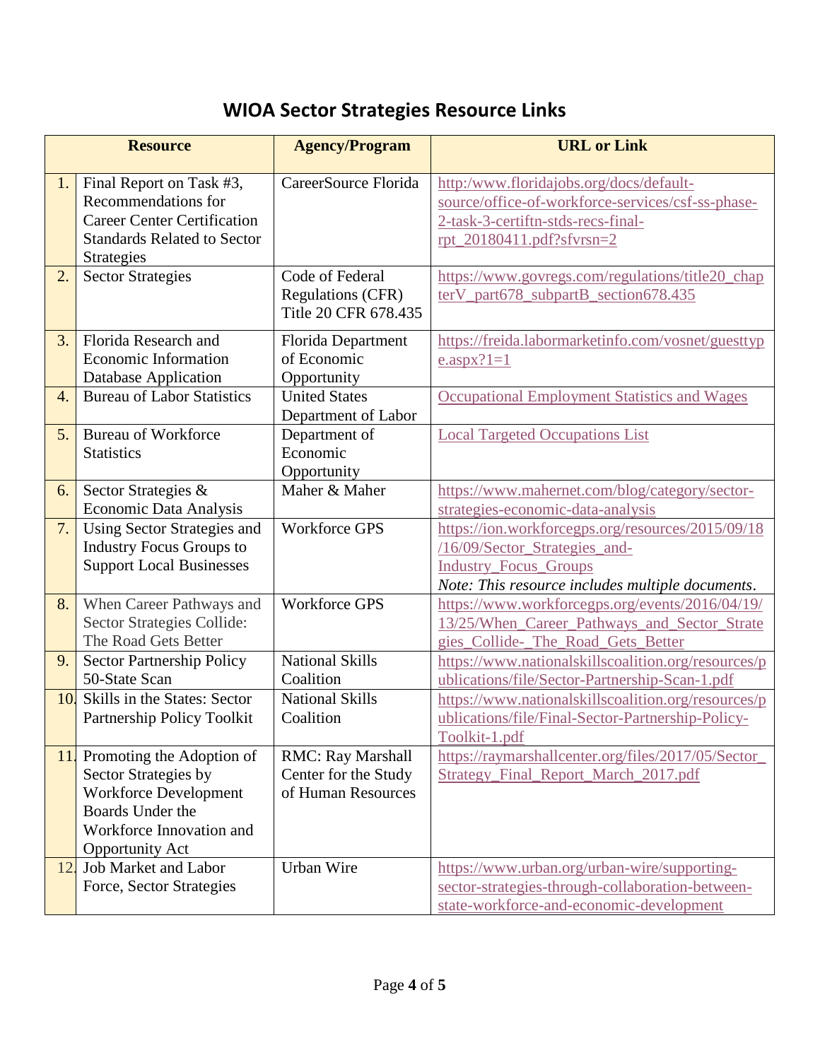# WIOA Sector Strategies Resource Links

| | Resource | Agency/Program | URL or Link |
|---|---|---|---|
| 1. | Final Report on Task #3, Recommendations for Career Center Certification Standards Related to Sector Strategies | CareerSource Florida | http:/www.floridajobs.org/docs/default-source/office-of-workforce-services/csf-ss-phase-2-task-3-certiftn-stds-recs-final-rpt_20180411.pdf?sfvrsn=2 |
| 2. | Sector Strategies | Code of Federal Regulations (CFR) Title 20 CFR 678.435 | https://www.govregs.com/regulations/title20_chapterV_part678_subpartB_section678.435 |
| 3. | Florida Research and Economic Information Database Application | Florida Department of Economic Opportunity | https://freida.labormarketinfo.com/vosnet/guesttype.aspx?1=1 |
| 4. | Bureau of Labor Statistics | United States Department of Labor | Occupational Employment Statistics and Wages |
| 5. | Bureau of Workforce Statistics | Department of Economic Opportunity | Local Targeted Occupations List |
| 6. | Sector Strategies & Economic Data Analysis | Maher & Maher | https://www.mahernet.com/blog/category/sector-strategies-economic-data-analysis |
| 7. | Using Sector Strategies and Industry Focus Groups to Support Local Businesses | Workforce GPS | https://ion.workforcegps.org/resources/2015/09/18/16/09/Sector_Strategies_and-Industry_Focus_Groups *Note: This resource includes multiple documents.* |
| 8. | When Career Pathways and Sector Strategies Collide: The Road Gets Better | Workforce GPS | https://www.workforcegps.org/events/2016/04/19/13/25/When_Career_Pathways_and_Sector_Strategies_Collide-_The_Road_Gets_Better |
| 9. | Sector Partnership Policy 50-State Scan | National Skills Coalition | https://www.nationalskillscoalition.org/resources/publications/file/Sector-Partnership-Scan-1.pdf |
| 10. | Skills in the States: Sector Partnership Policy Toolkit | National Skills Coalition | https://www.nationalskillscoalition.org/resources/publications/file/Final-Sector-Partnership-Policy-Toolkit-1.pdf |
| 11. | Promoting the Adoption of Sector Strategies by Workforce Development Boards Under the Workforce Innovation and Opportunity Act | RMC: Ray Marshall Center for the Study of Human Resources | https://raymarshallcenter.org/files/2017/05/Sector_Strategy_Final_Report_March_2017.pdf |
| 12. | Job Market and Labor Force, Sector Strategies | Urban Wire | https://www.urban.org/urban-wire/supporting-sector-strategies-through-collaboration-between-state-workforce-and-economic-development |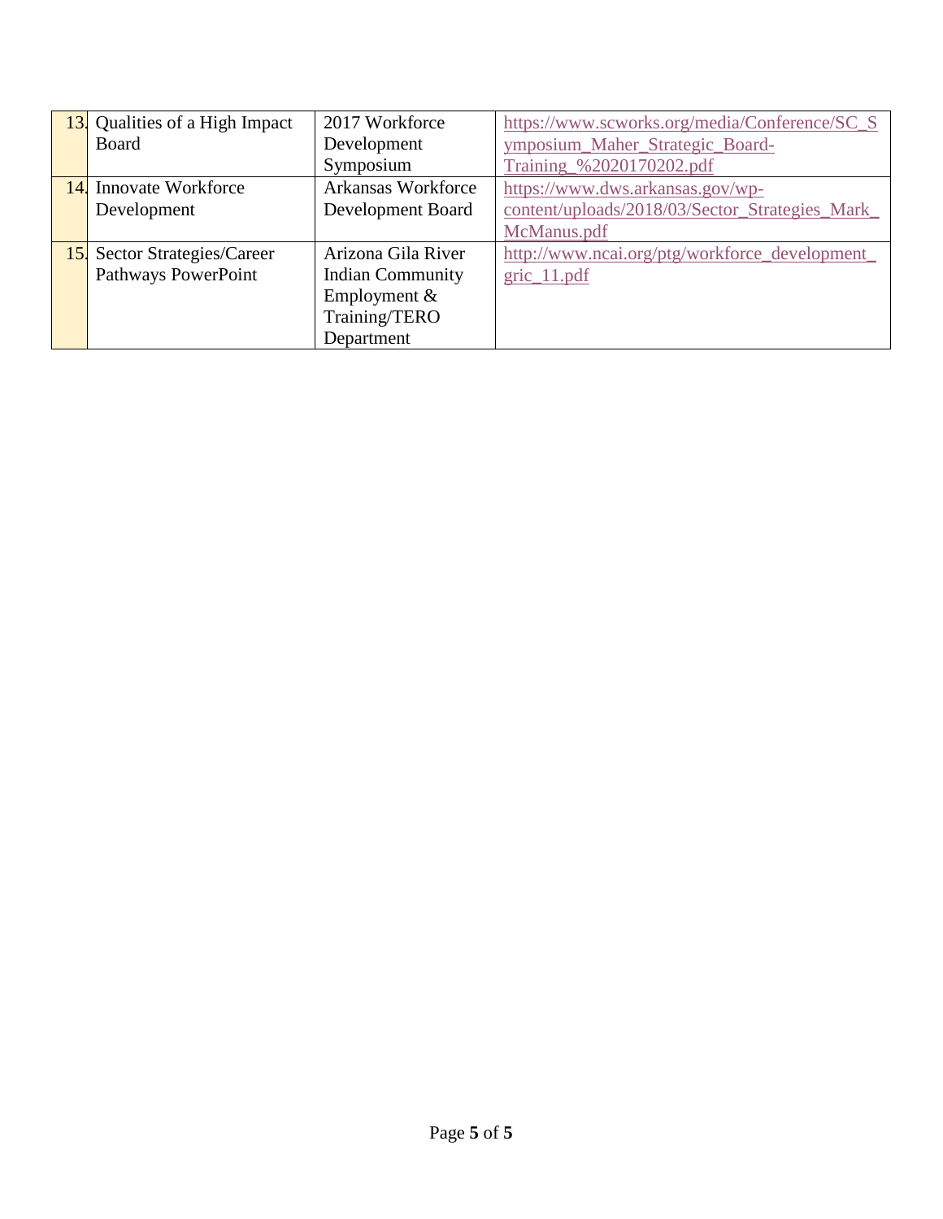| | | | |
|---|---|---|---|
| 13. | Qualities of a High Impact Board | 2017 Workforce Development Symposium | https://www.scworks.org/media/Conference/SC_Symposium_Maher_Strategic_Board-Training_%2020170202.pdf |
| 14. | Innovate Workforce Development | Arkansas Workforce Development Board | https://www.dws.arkansas.gov/wp-content/uploads/2018/03/Sector_Strategies_Mark_McManus.pdf |
| 15. | Sector Strategies/Career Pathways PowerPoint | Arizona Gila River Indian Community Employment & Training/TERO Department | http://www.ncai.org/ptg/workforce_development_gric_11.pdf |